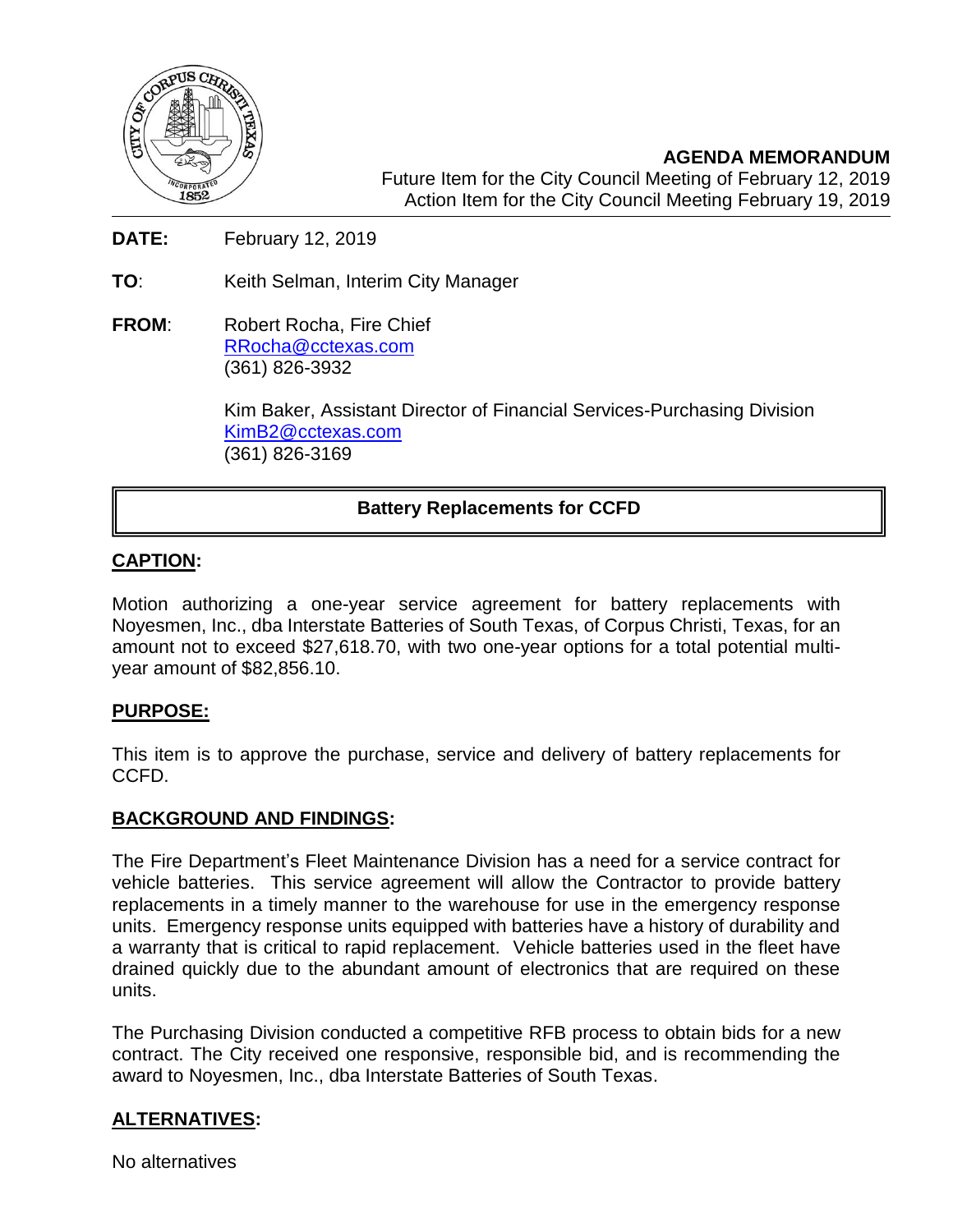**AGENDA MEMORANDUM**
Future Item for the City Council Meeting of February 12, 2019
Action Item for the City Council Meeting February 19, 2019

**DATE:** February 12, 2019

**TO**: Keith Selman, Interim City Manager

**FROM**: Robert Rocha, Fire Chief
RRocha@cctexas.com
(361) 826-3932

Kim Baker, Assistant Director of Financial Services-Purchasing Division
KimB2@cctexas.com
(361) 826-3169

**Battery Replacements for CCFD**

## CAPTION:

Motion authorizing a one-year service agreement for battery replacements with Noyesmen, Inc., dba Interstate Batteries of South Texas, of Corpus Christi, Texas, for an amount not to exceed $27,618.70, with two one-year options for a total potential multi-year amount of $82,856.10.

## PURPOSE:

This item is to approve the purchase, service and delivery of battery replacements for CCFD.

## BACKGROUND AND FINDINGS:

The Fire Department's Fleet Maintenance Division has a need for a service contract for vehicle batteries. This service agreement will allow the Contractor to provide battery replacements in a timely manner to the warehouse for use in the emergency response units. Emergency response units equipped with batteries have a history of durability and a warranty that is critical to rapid replacement. Vehicle batteries used in the fleet have drained quickly due to the abundant amount of electronics that are required on these units.

The Purchasing Division conducted a competitive RFB process to obtain bids for a new contract. The City received one responsive, responsible bid, and is recommending the award to Noyesmen, Inc., dba Interstate Batteries of South Texas.

## ALTERNATIVES:

No alternatives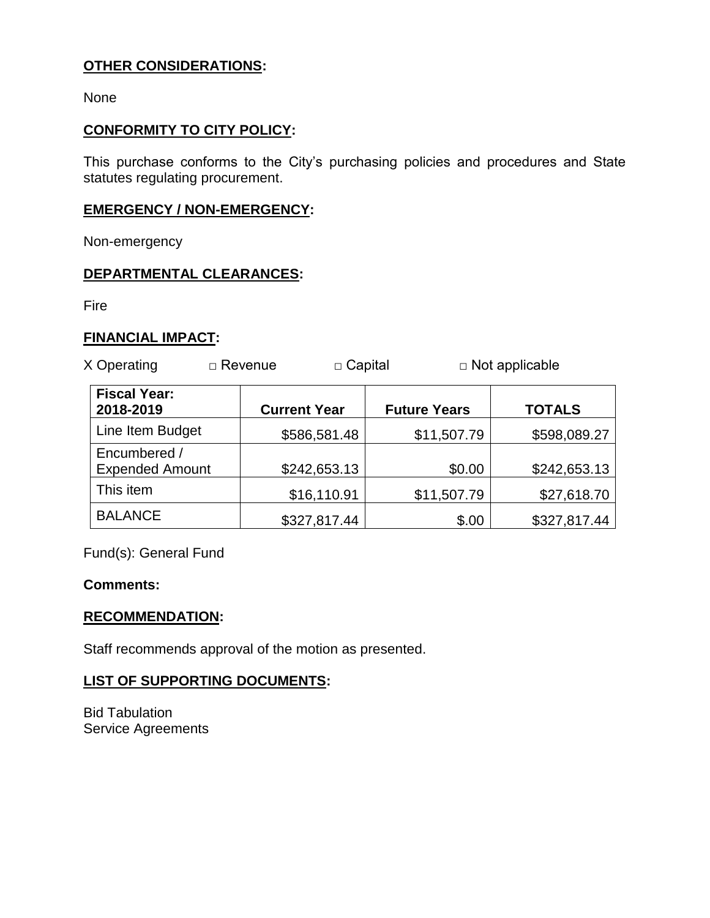**OTHER CONSIDERATIONS:**

None

**CONFORMITY TO CITY POLICY:**

This purchase conforms to the City's purchasing policies and procedures and State statutes regulating procurement.

**EMERGENCY / NON-EMERGENCY:**

Non-emergency

**DEPARTMENTAL CLEARANCES:**

Fire

**FINANCIAL IMPACT:**

X Operating □ Revenue □ Capital □ Not applicable

| Fiscal Year: 2018-2019 | Current Year | Future Years | TOTALS |
|---|---|---|---|
| Line Item Budget | $586,581.48 | $11,507.79 | $598,089.27 |
| Encumbered / Expended Amount | $242,653.13 | $0.00 | $242,653.13 |
| This item | $16,110.91 | $11,507.79 | $27,618.70 |
| BALANCE | $327,817.44 | $.00 | $327,817.44 |

Fund(s): General Fund

**Comments:**

**RECOMMENDATION:**

Staff recommends approval of the motion as presented.

**LIST OF SUPPORTING DOCUMENTS:**

Bid Tabulation
Service Agreements